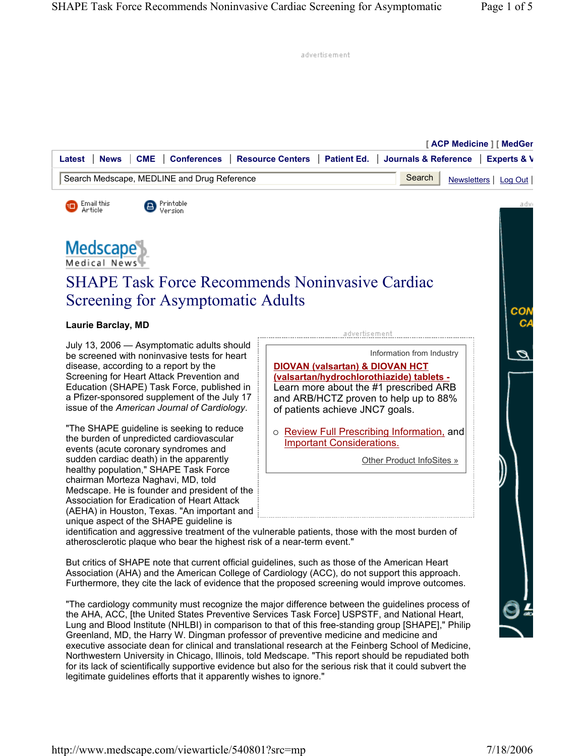# SHAPE Task Force Recommends Noninvasive Cardiac Screening for Asymptomatic Adults

**Laurie Barclay, MD**

July 13, 2006 — Asymptomatic adults should be screened with noninvasive tests for heart disease, according to a report by the Screening for Heart Attack Prevention and Education (SHAPE) Task Force, published in a Pfizer-sponsored supplement of the July 17 issue of the *American Journal of Cardiology*.

"The SHAPE guideline is seeking to reduce the burden of unpredicted cardiovascular events (acute coronary syndromes and sudden cardiac death) in the apparently healthy population," SHAPE Task Force chairman Morteza Naghavi, MD, told Medscape. He is founder and president of the Association for Eradication of Heart Attack (AEHA) in Houston, Texas. "An important and unique aspect of the SHAPE guideline is identification and aggressive treatment of the vulnerable patients, those with the most burden of atherosclerotic plaque who bear the highest risk of a near-term event."

But critics of SHAPE note that current official guidelines, such as those of the American Heart Association (AHA) and the American College of Cardiology (ACC), do not support this approach. Furthermore, they cite the lack of evidence that the proposed screening would improve outcomes.

"The cardiology community must recognize the major difference between the guidelines process of the AHA, ACC, [the United States Preventive Services Task Force] USPSTF, and National Heart, Lung and Blood Institute (NHLBI) in comparison to that of this free-standing group [SHAPE]," Philip Greenland, MD, the Harry W. Dingman professor of preventive medicine and medicine and executive associate dean for clinical and translational research at the Feinberg School of Medicine, Northwestern University in Chicago, Illinois, told Medscape. "This report should be repudiated both for its lack of scientifically supportive evidence but also for the serious risk that it could subvert the legitimate guidelines efforts that it apparently wishes to ignore."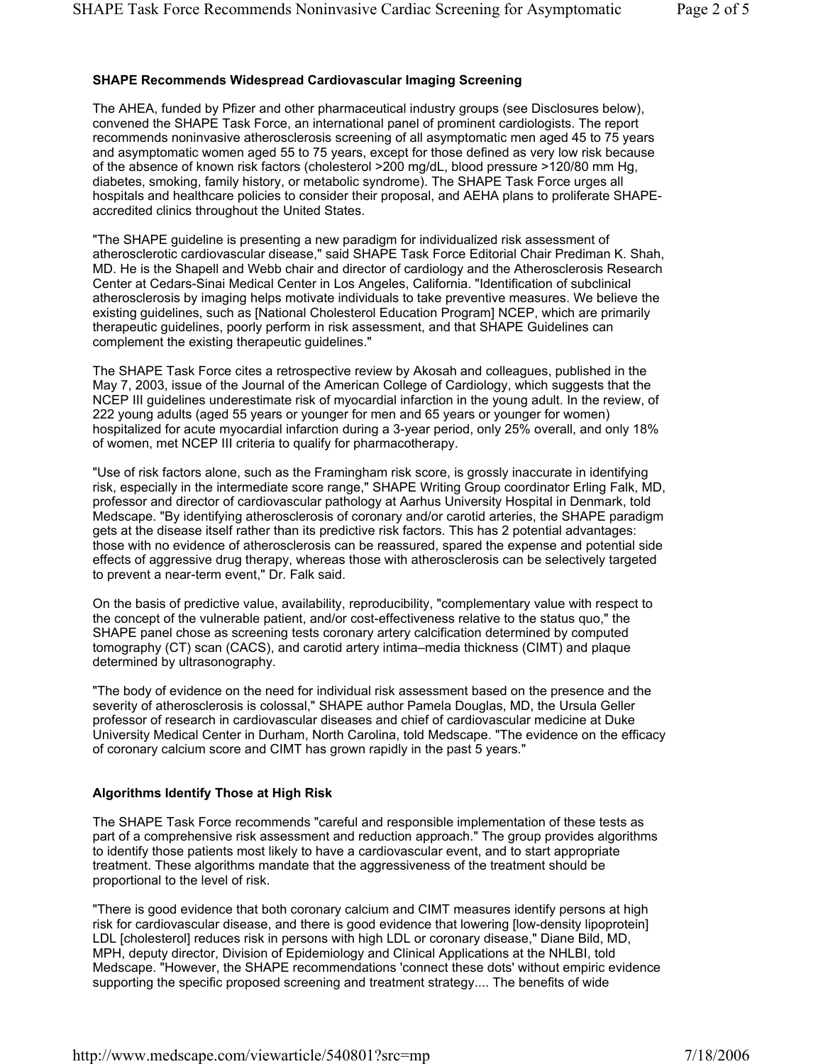### SHAPE Recommends Widespread Cardiovascular Imaging Screening

The AHEA, funded by Pfizer and other pharmaceutical industry groups (see Disclosures below), convened the SHAPE Task Force, an international panel of prominent cardiologists. The report recommends noninvasive atherosclerosis screening of all asymptomatic men aged 45 to 75 years and asymptomatic women aged 55 to 75 years, except for those defined as very low risk because of the absence of known risk factors (cholesterol >200 mg/dL, blood pressure >120/80 mm Hg, diabetes, smoking, family history, or metabolic syndrome). The SHAPE Task Force urges all hospitals and healthcare policies to consider their proposal, and AEHA plans to proliferate SHAPE-accredited clinics throughout the United States.

"The SHAPE guideline is presenting a new paradigm for individualized risk assessment of atherosclerotic cardiovascular disease," said SHAPE Task Force Editorial Chair Prediman K. Shah, MD. He is the Shapell and Webb chair and director of cardiology and the Atherosclerosis Research Center at Cedars-Sinai Medical Center in Los Angeles, California. "Identification of subclinical atherosclerosis by imaging helps motivate individuals to take preventive measures. We believe the existing guidelines, such as [National Cholesterol Education Program] NCEP, which are primarily therapeutic guidelines, poorly perform in risk assessment, and that SHAPE Guidelines can complement the existing therapeutic guidelines."

The SHAPE Task Force cites a retrospective review by Akosah and colleagues, published in the May 7, 2003, issue of the Journal of the American College of Cardiology, which suggests that the NCEP III guidelines underestimate risk of myocardial infarction in the young adult. In the review, of 222 young adults (aged 55 years or younger for men and 65 years or younger for women) hospitalized for acute myocardial infarction during a 3-year period, only 25% overall, and only 18% of women, met NCEP III criteria to qualify for pharmacotherapy.

"Use of risk factors alone, such as the Framingham risk score, is grossly inaccurate in identifying risk, especially in the intermediate score range," SHAPE Writing Group coordinator Erling Falk, MD, professor and director of cardiovascular pathology at Aarhus University Hospital in Denmark, told Medscape. "By identifying atherosclerosis of coronary and/or carotid arteries, the SHAPE paradigm gets at the disease itself rather than its predictive risk factors. This has 2 potential advantages: those with no evidence of atherosclerosis can be reassured, spared the expense and potential side effects of aggressive drug therapy, whereas those with atherosclerosis can be selectively targeted to prevent a near-term event," Dr. Falk said.

On the basis of predictive value, availability, reproducibility, "complementary value with respect to the concept of the vulnerable patient, and/or cost-effectiveness relative to the status quo," the SHAPE panel chose as screening tests coronary artery calcification determined by computed tomography (CT) scan (CACS), and carotid artery intima–media thickness (CIMT) and plaque determined by ultrasonography.

"The body of evidence on the need for individual risk assessment based on the presence and the severity of atherosclerosis is colossal," SHAPE author Pamela Douglas, MD, the Ursula Geller professor of research in cardiovascular diseases and chief of cardiovascular medicine at Duke University Medical Center in Durham, North Carolina, told Medscape. "The evidence on the efficacy of coronary calcium score and CIMT has grown rapidly in the past 5 years."

### Algorithms Identify Those at High Risk

The SHAPE Task Force recommends "careful and responsible implementation of these tests as part of a comprehensive risk assessment and reduction approach." The group provides algorithms to identify those patients most likely to have a cardiovascular event, and to start appropriate treatment. These algorithms mandate that the aggressiveness of the treatment should be proportional to the level of risk.

"There is good evidence that both coronary calcium and CIMT measures identify persons at high risk for cardiovascular disease, and there is good evidence that lowering [low-density lipoprotein] LDL [cholesterol] reduces risk in persons with high LDL or coronary disease," Diane Bild, MD, MPH, deputy director, Division of Epidemiology and Clinical Applications at the NHLBI, told Medscape. "However, the SHAPE recommendations 'connect these dots' without empiric evidence supporting the specific proposed screening and treatment strategy.... The benefits of wide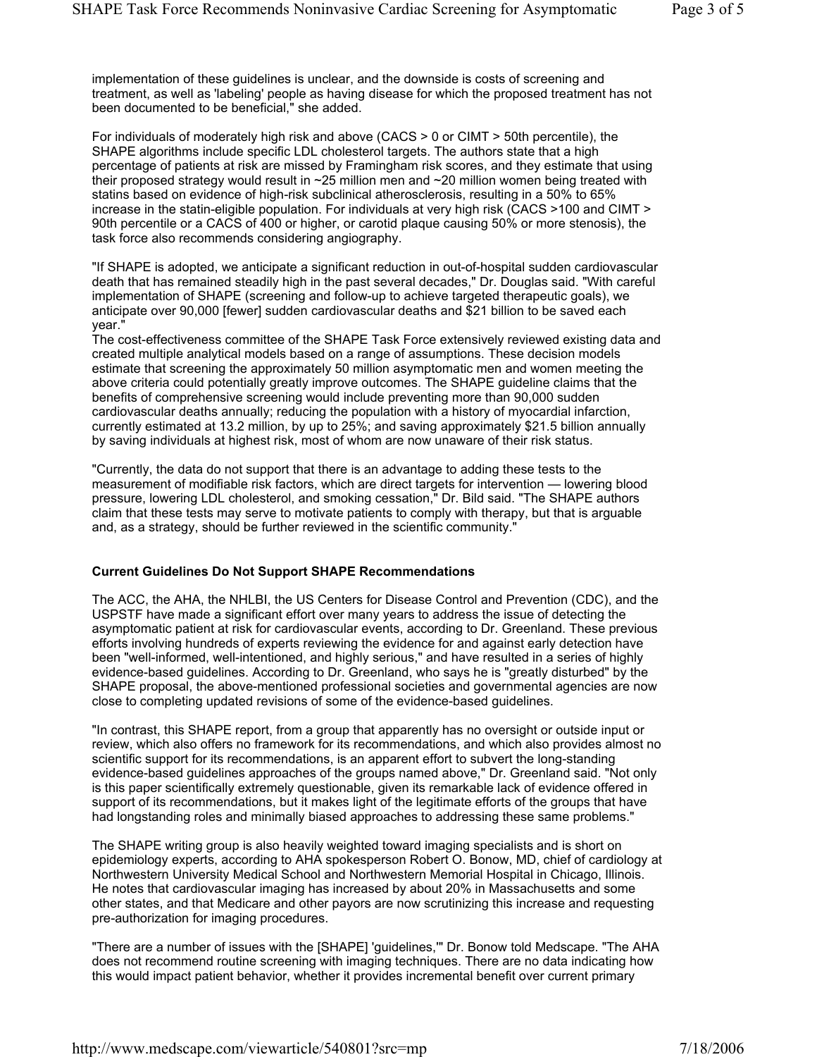implementation of these guidelines is unclear, and the downside is costs of screening and treatment, as well as 'labeling' people as having disease for which the proposed treatment has not been documented to be beneficial," she added.

For individuals of moderately high risk and above (CACS > 0 or CIMT > 50th percentile), the SHAPE algorithms include specific LDL cholesterol targets. The authors state that a high percentage of patients at risk are missed by Framingham risk scores, and they estimate that using their proposed strategy would result in ~25 million men and ~20 million women being treated with statins based on evidence of high-risk subclinical atherosclerosis, resulting in a 50% to 65% increase in the statin-eligible population. For individuals at very high risk (CACS >100 and CIMT > 90th percentile or a CACS of 400 or higher, or carotid plaque causing 50% or more stenosis), the task force also recommends considering angiography.

"If SHAPE is adopted, we anticipate a significant reduction in out-of-hospital sudden cardiovascular death that has remained steadily high in the past several decades," Dr. Douglas said. "With careful implementation of SHAPE (screening and follow-up to achieve targeted therapeutic goals), we anticipate over 90,000 [fewer] sudden cardiovascular deaths and $21 billion to be saved each year."

The cost-effectiveness committee of the SHAPE Task Force extensively reviewed existing data and created multiple analytical models based on a range of assumptions. These decision models estimate that screening the approximately 50 million asymptomatic men and women meeting the above criteria could potentially greatly improve outcomes. The SHAPE guideline claims that the benefits of comprehensive screening would include preventing more than 90,000 sudden cardiovascular deaths annually; reducing the population with a history of myocardial infarction, currently estimated at 13.2 million, by up to 25%; and saving approximately $21.5 billion annually by saving individuals at highest risk, most of whom are now unaware of their risk status.

"Currently, the data do not support that there is an advantage to adding these tests to the measurement of modifiable risk factors, which are direct targets for intervention — lowering blood pressure, lowering LDL cholesterol, and smoking cessation," Dr. Bild said. "The SHAPE authors claim that these tests may serve to motivate patients to comply with therapy, but that is arguable and, as a strategy, should be further reviewed in the scientific community."

**Current Guidelines Do Not Support SHAPE Recommendations**

The ACC, the AHA, the NHLBI, the US Centers for Disease Control and Prevention (CDC), and the USPSTF have made a significant effort over many years to address the issue of detecting the asymptomatic patient at risk for cardiovascular events, according to Dr. Greenland. These previous efforts involving hundreds of experts reviewing the evidence for and against early detection have been "well-informed, well-intentioned, and highly serious," and have resulted in a series of highly evidence-based guidelines. According to Dr. Greenland, who says he is "greatly disturbed" by the SHAPE proposal, the above-mentioned professional societies and governmental agencies are now close to completing updated revisions of some of the evidence-based guidelines.

"In contrast, this SHAPE report, from a group that apparently has no oversight or outside input or review, which also offers no framework for its recommendations, and which also provides almost no scientific support for its recommendations, is an apparent effort to subvert the long-standing evidence-based guidelines approaches of the groups named above," Dr. Greenland said. "Not only is this paper scientifically extremely questionable, given its remarkable lack of evidence offered in support of its recommendations, but it makes light of the legitimate efforts of the groups that have had longstanding roles and minimally biased approaches to addressing these same problems."

The SHAPE writing group is also heavily weighted toward imaging specialists and is short on epidemiology experts, according to AHA spokesperson Robert O. Bonow, MD, chief of cardiology at Northwestern University Medical School and Northwestern Memorial Hospital in Chicago, Illinois. He notes that cardiovascular imaging has increased by about 20% in Massachusetts and some other states, and that Medicare and other payors are now scrutinizing this increase and requesting pre-authorization for imaging procedures.

"There are a number of issues with the [SHAPE] 'guidelines,'" Dr. Bonow told Medscape. "The AHA does not recommend routine screening with imaging techniques. There are no data indicating how this would impact patient behavior, whether it provides incremental benefit over current primary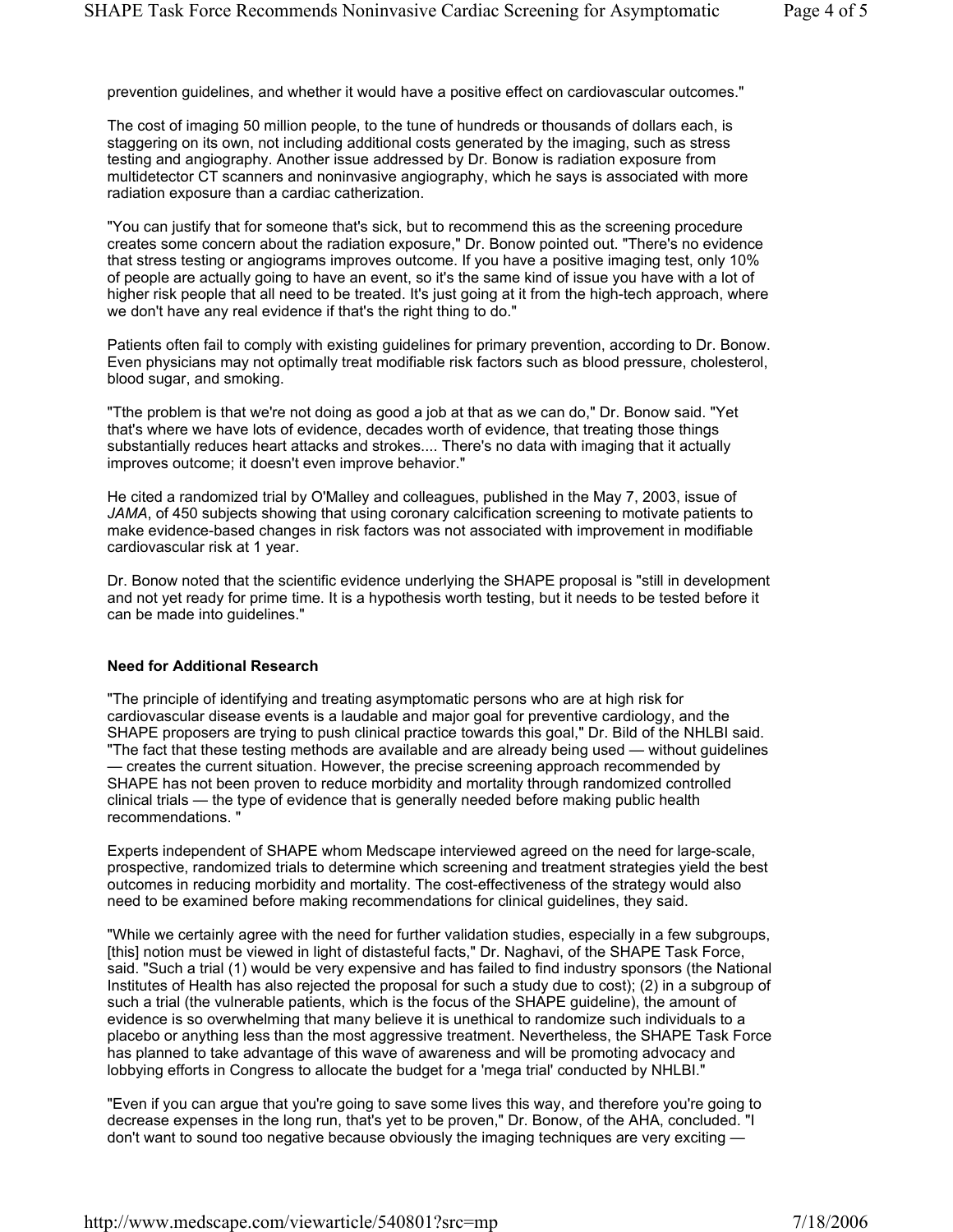prevention guidelines, and whether it would have a positive effect on cardiovascular outcomes."

The cost of imaging 50 million people, to the tune of hundreds or thousands of dollars each, is staggering on its own, not including additional costs generated by the imaging, such as stress testing and angiography. Another issue addressed by Dr. Bonow is radiation exposure from multidetector CT scanners and noninvasive angiography, which he says is associated with more radiation exposure than a cardiac catherization.

"You can justify that for someone that's sick, but to recommend this as the screening procedure creates some concern about the radiation exposure," Dr. Bonow pointed out. "There's no evidence that stress testing or angiograms improves outcome. If you have a positive imaging test, only 10% of people are actually going to have an event, so it's the same kind of issue you have with a lot of higher risk people that all need to be treated. It's just going at it from the high-tech approach, where we don't have any real evidence if that's the right thing to do."

Patients often fail to comply with existing guidelines for primary prevention, according to Dr. Bonow. Even physicians may not optimally treat modifiable risk factors such as blood pressure, cholesterol, blood sugar, and smoking.

"Tthe problem is that we're not doing as good a job at that as we can do," Dr. Bonow said. "Yet that's where we have lots of evidence, decades worth of evidence, that treating those things substantially reduces heart attacks and strokes.... There's no data with imaging that it actually improves outcome; it doesn't even improve behavior."

He cited a randomized trial by O'Malley and colleagues, published in the May 7, 2003, issue of *JAMA*, of 450 subjects showing that using coronary calcification screening to motivate patients to make evidence-based changes in risk factors was not associated with improvement in modifiable cardiovascular risk at 1 year.

Dr. Bonow noted that the scientific evidence underlying the SHAPE proposal is "still in development and not yet ready for prime time. It is a hypothesis worth testing, but it needs to be tested before it can be made into guidelines."

**Need for Additional Research**

"The principle of identifying and treating asymptomatic persons who are at high risk for cardiovascular disease events is a laudable and major goal for preventive cardiology, and the SHAPE proposers are trying to push clinical practice towards this goal," Dr. Bild of the NHLBI said. "The fact that these testing methods are available and are already being used — without guidelines — creates the current situation. However, the precise screening approach recommended by SHAPE has not been proven to reduce morbidity and mortality through randomized controlled clinical trials — the type of evidence that is generally needed before making public health recommendations. "

Experts independent of SHAPE whom Medscape interviewed agreed on the need for large-scale, prospective, randomized trials to determine which screening and treatment strategies yield the best outcomes in reducing morbidity and mortality. The cost-effectiveness of the strategy would also need to be examined before making recommendations for clinical guidelines, they said.

"While we certainly agree with the need for further validation studies, especially in a few subgroups, [this] notion must be viewed in light of distasteful facts," Dr. Naghavi, of the SHAPE Task Force, said. "Such a trial (1) would be very expensive and has failed to find industry sponsors (the National Institutes of Health has also rejected the proposal for such a study due to cost); (2) in a subgroup of such a trial (the vulnerable patients, which is the focus of the SHAPE guideline), the amount of evidence is so overwhelming that many believe it is unethical to randomize such individuals to a placebo or anything less than the most aggressive treatment. Nevertheless, the SHAPE Task Force has planned to take advantage of this wave of awareness and will be promoting advocacy and lobbying efforts in Congress to allocate the budget for a 'mega trial' conducted by NHLBI."

"Even if you can argue that you're going to save some lives this way, and therefore you're going to decrease expenses in the long run, that's yet to be proven," Dr. Bonow, of the AHA, concluded. "I don't want to sound too negative because obviously the imaging techniques are very exciting —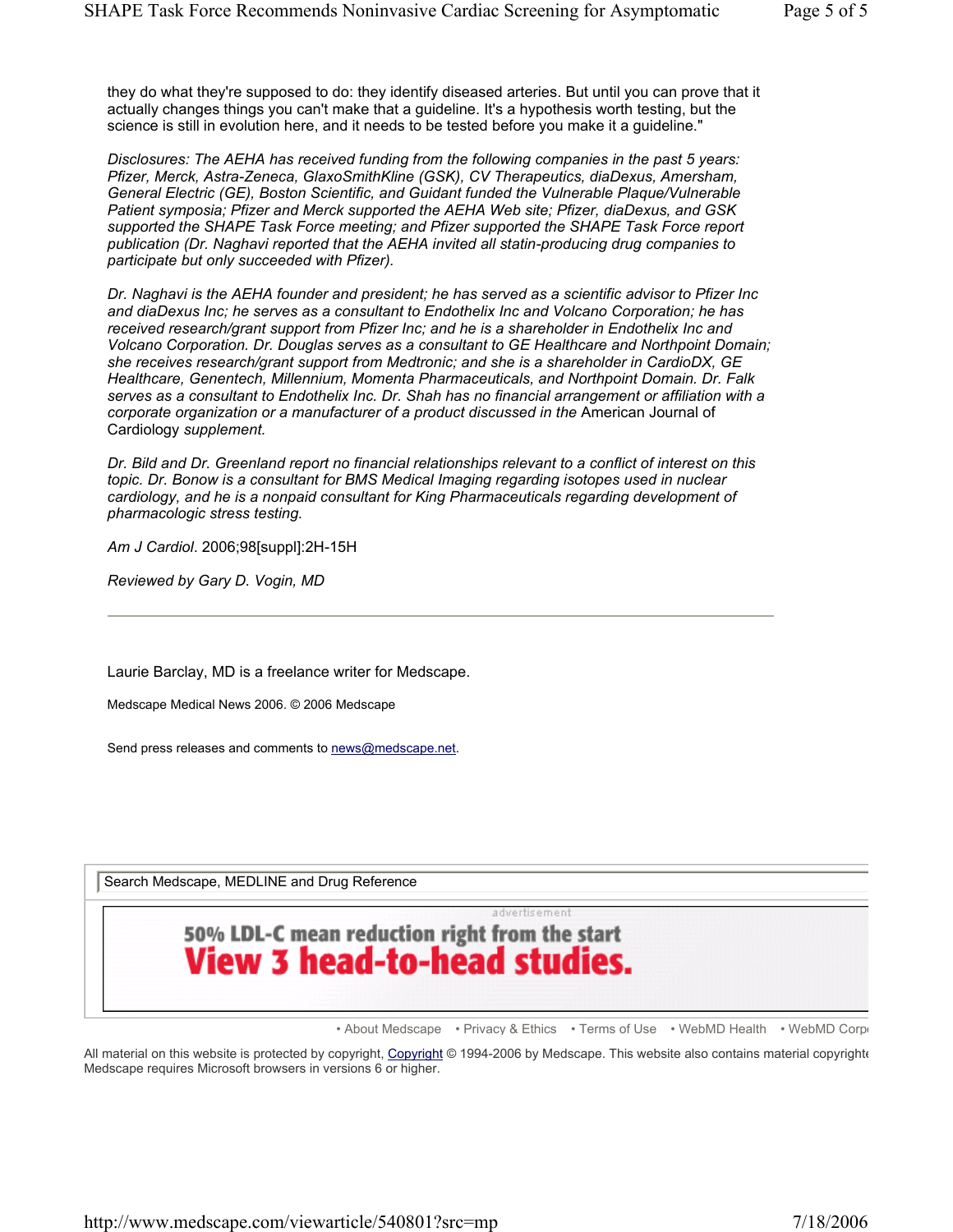they do what they're supposed to do: they identify diseased arteries. But until you can prove that it actually changes things you can't make that a guideline. It's a hypothesis worth testing, but the science is still in evolution here, and it needs to be tested before you make it a guideline."

*Disclosures: The AEHA has received funding from the following companies in the past 5 years: Pfizer, Merck, Astra-Zeneca, GlaxoSmithKline (GSK), CV Therapeutics, diaDexus, Amersham, General Electric (GE), Boston Scientific, and Guidant funded the Vulnerable Plaque/Vulnerable Patient symposia; Pfizer and Merck supported the AEHA Web site; Pfizer, diaDexus, and GSK supported the SHAPE Task Force meeting; and Pfizer supported the SHAPE Task Force report publication (Dr. Naghavi reported that the AEHA invited all statin-producing drug companies to participate but only succeeded with Pfizer).*

*Dr. Naghavi is the AEHA founder and president; he has served as a scientific advisor to Pfizer Inc and diaDexus Inc; he serves as a consultant to Endothelix Inc and Volcano Corporation; he has received research/grant support from Pfizer Inc; and he is a shareholder in Endothelix Inc and Volcano Corporation. Dr. Douglas serves as a consultant to GE Healthcare and Northpoint Domain; she receives research/grant support from Medtronic; and she is a shareholder in CardioDX, GE Healthcare, Genentech, Millennium, Momenta Pharmaceuticals, and Northpoint Domain. Dr. Falk serves as a consultant to Endothelix Inc. Dr. Shah has no financial arrangement or affiliation with a corporate organization or a manufacturer of a product discussed in the* American Journal of Cardiology *supplement.*

*Dr. Bild and Dr. Greenland report no financial relationships relevant to a conflict of interest on this topic. Dr. Bonow is a consultant for BMS Medical Imaging regarding isotopes used in nuclear cardiology, and he is a nonpaid consultant for King Pharmaceuticals regarding development of pharmacologic stress testing.*

*Am J Cardiol*. 2006;98[suppl]:2H-15H

*Reviewed by Gary D. Vogin, MD*

---

Laurie Barclay, MD is a freelance writer for Medscape.

Medscape Medical News 2006. © 2006 Medscape

Send press releases and comments to news@medscape.net.

Search Medscape, MEDLINE and Drug Reference

advertisement

50% LDL-C mean reduction right from the start

View 3 head-to-head studies.

• About Medscape • Privacy & Ethics • Terms of Use • WebMD Health • WebMD Corp

All material on this website is protected by copyright, Copyright © 1994-2006 by Medscape. This website also contains material copyright
Medscape requires Microsoft browsers in versions 6 or higher.